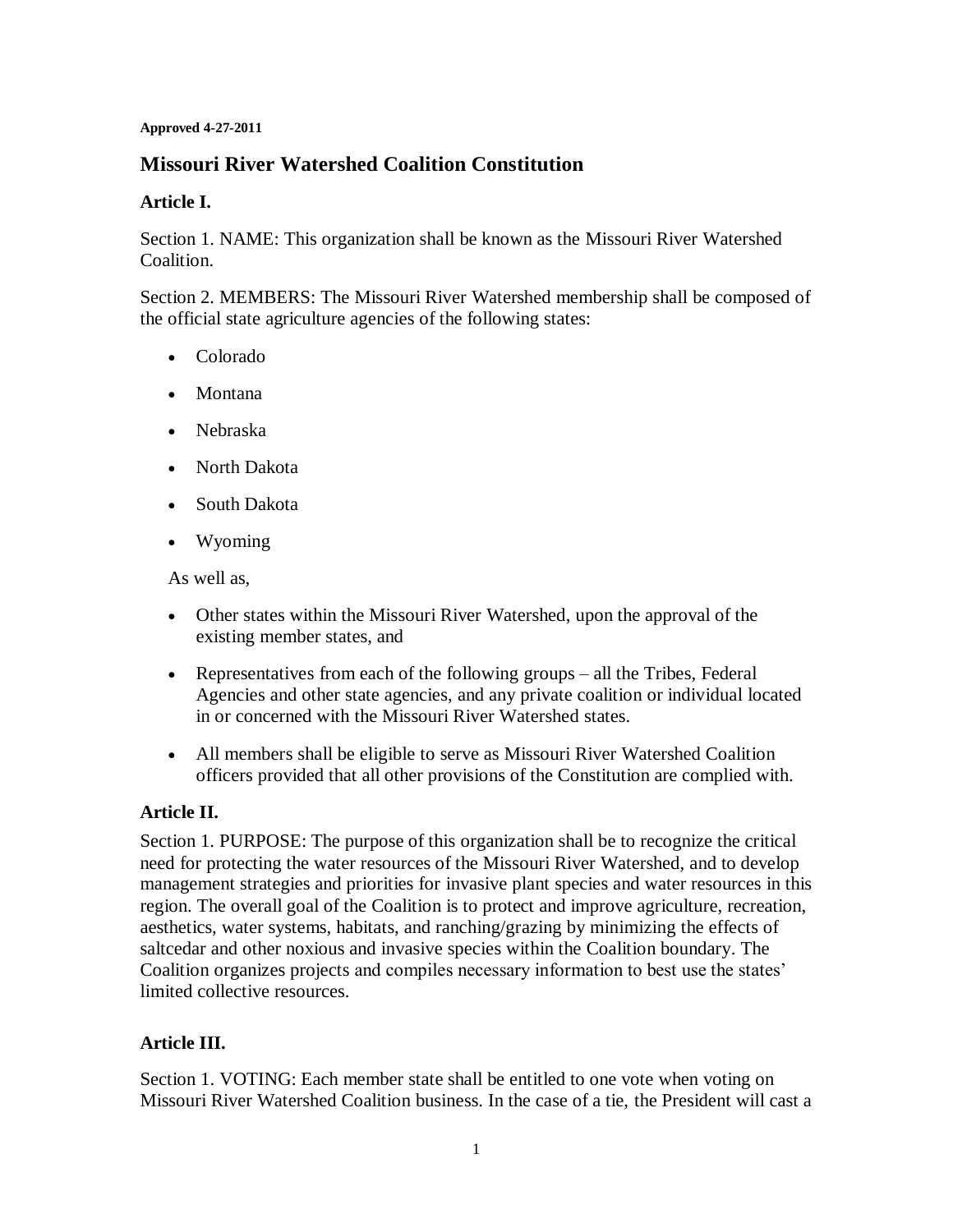**Approved 4-27-2011**

# Missouri River Watershed Coalition Constitution

## Article I.

Section 1. NAME: This organization shall be known as the Missouri River Watershed Coalition.

Section 2. MEMBERS: The Missouri River Watershed membership shall be composed of the official state agriculture agencies of the following states:

- Colorado
- Montana
- Nebraska
- North Dakota
- South Dakota
- Wyoming

As well as,

- Other states within the Missouri River Watershed, upon the approval of the existing member states, and
- Representatives from each of the following groups – all the Tribes, Federal Agencies and other state agencies, and any private coalition or individual located in or concerned with the Missouri River Watershed states.
- All members shall be eligible to serve as Missouri River Watershed Coalition officers provided that all other provisions of the Constitution are complied with.

## Article II.

Section 1. PURPOSE: The purpose of this organization shall be to recognize the critical need for protecting the water resources of the Missouri River Watershed, and to develop management strategies and priorities for invasive plant species and water resources in this region. The overall goal of the Coalition is to protect and improve agriculture, recreation, aesthetics, water systems, habitats, and ranching/grazing by minimizing the effects of saltcedar and other noxious and invasive species within the Coalition boundary. The Coalition organizes projects and compiles necessary information to best use the states' limited collective resources.

## Article III.

Section 1. VOTING: Each member state shall be entitled to one vote when voting on Missouri River Watershed Coalition business. In the case of a tie, the President will cast a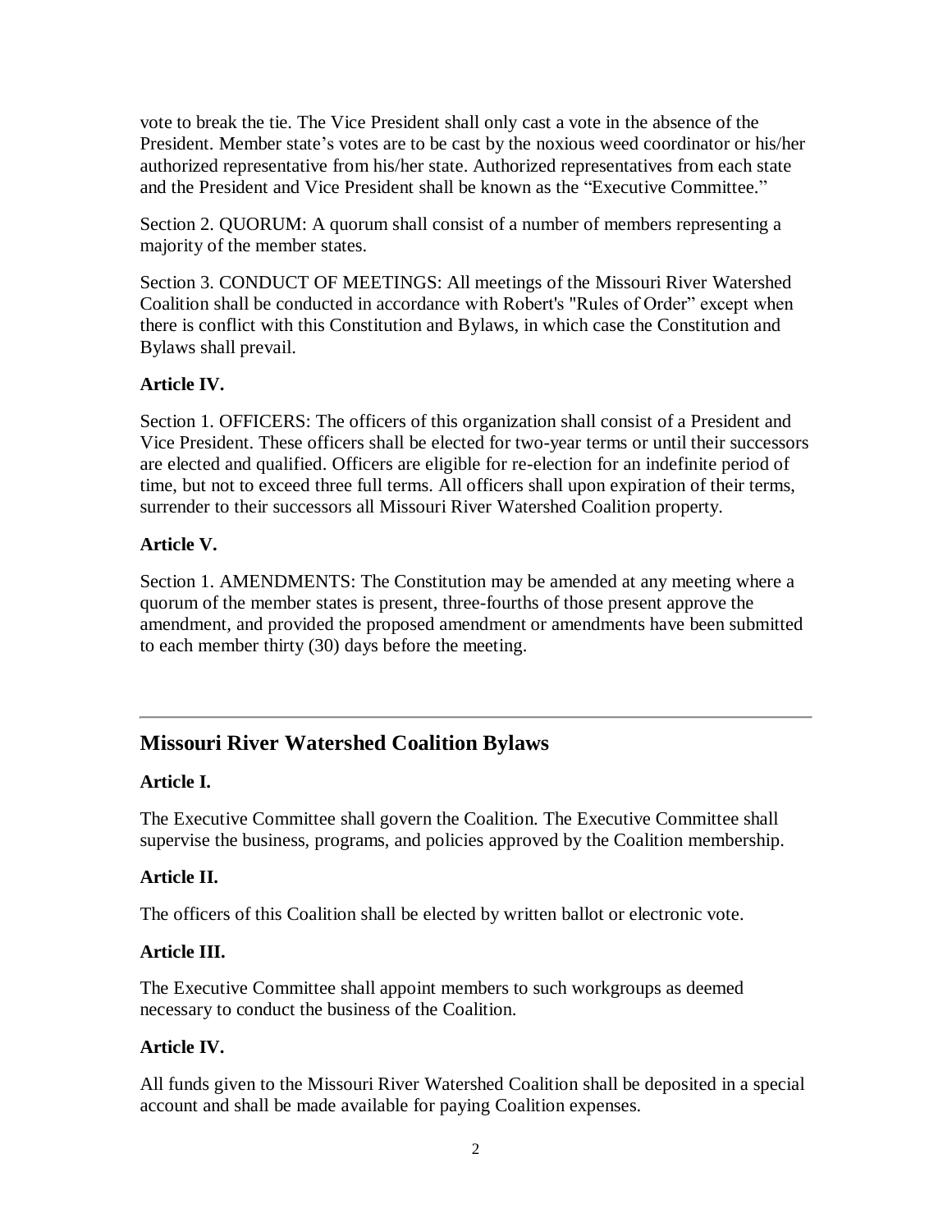vote to break the tie. The Vice President shall only cast a vote in the absence of the President. Member state's votes are to be cast by the noxious weed coordinator or his/her authorized representative from his/her state. Authorized representatives from each state and the President and Vice President shall be known as the "Executive Committee."

Section 2. QUORUM: A quorum shall consist of a number of members representing a majority of the member states.

Section 3. CONDUCT OF MEETINGS: All meetings of the Missouri River Watershed Coalition shall be conducted in accordance with Robert's "Rules of Order" except when there is conflict with this Constitution and Bylaws, in which case the Constitution and Bylaws shall prevail.

**Article IV.**

Section 1. OFFICERS: The officers of this organization shall consist of a President and Vice President. These officers shall be elected for two-year terms or until their successors are elected and qualified. Officers are eligible for re-election for an indefinite period of time, but not to exceed three full terms. All officers shall upon expiration of their terms, surrender to their successors all Missouri River Watershed Coalition property.

**Article V.**

Section 1. AMENDMENTS: The Constitution may be amended at any meeting where a quorum of the member states is present, three-fourths of those present approve the amendment, and provided the proposed amendment or amendments have been submitted to each member thirty (30) days before the meeting.

---

## Missouri River Watershed Coalition Bylaws

**Article I.**

The Executive Committee shall govern the Coalition. The Executive Committee shall supervise the business, programs, and policies approved by the Coalition membership.

**Article II.**

The officers of this Coalition shall be elected by written ballot or electronic vote.

**Article III.**

The Executive Committee shall appoint members to such workgroups as deemed necessary to conduct the business of the Coalition.

**Article IV.**

All funds given to the Missouri River Watershed Coalition shall be deposited in a special account and shall be made available for paying Coalition expenses.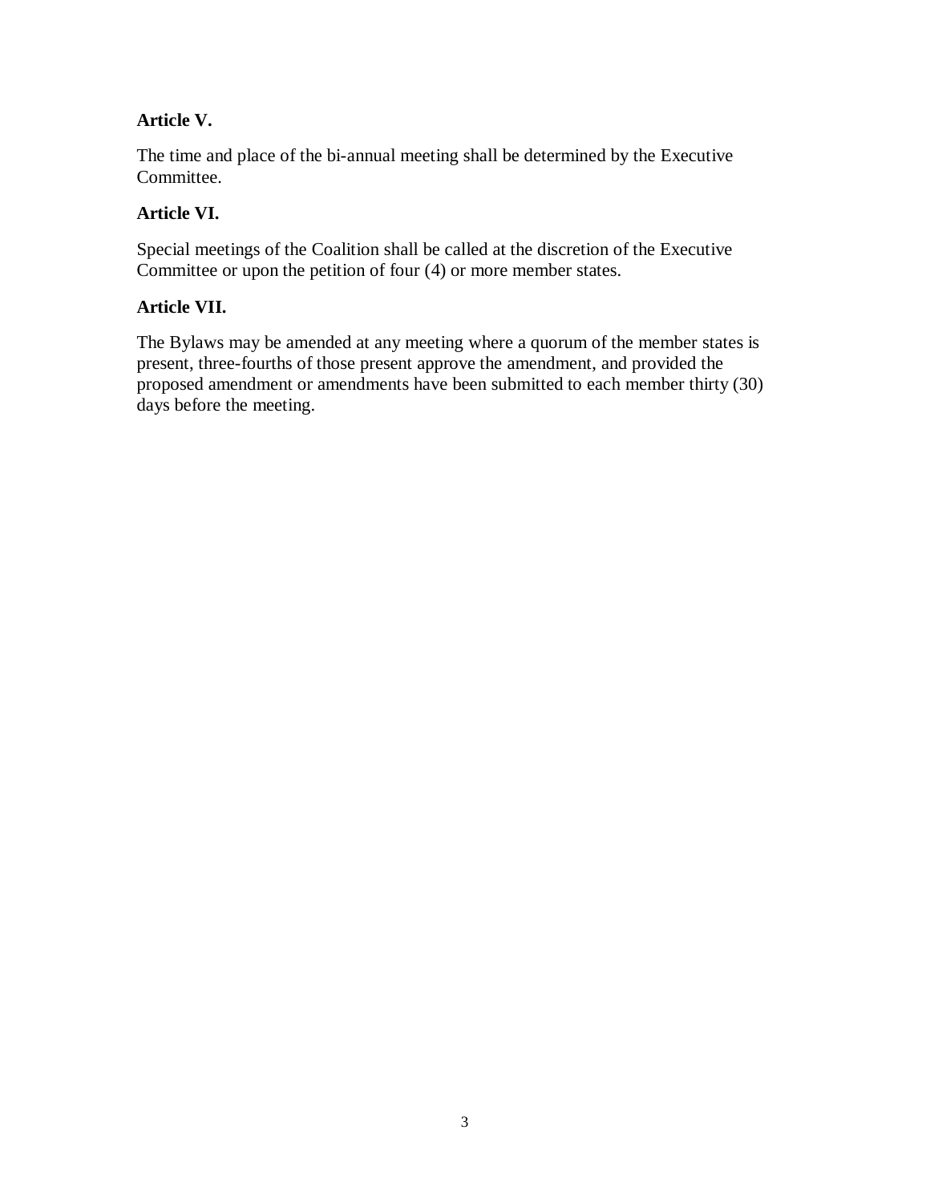**Article V.**

The time and place of the bi-annual meeting shall be determined by the Executive Committee.

**Article VI.**

Special meetings of the Coalition shall be called at the discretion of the Executive Committee or upon the petition of four (4) or more member states.

**Article VII.**

The Bylaws may be amended at any meeting where a quorum of the member states is present, three-fourths of those present approve the amendment, and provided the proposed amendment or amendments have been submitted to each member thirty (30) days before the meeting.